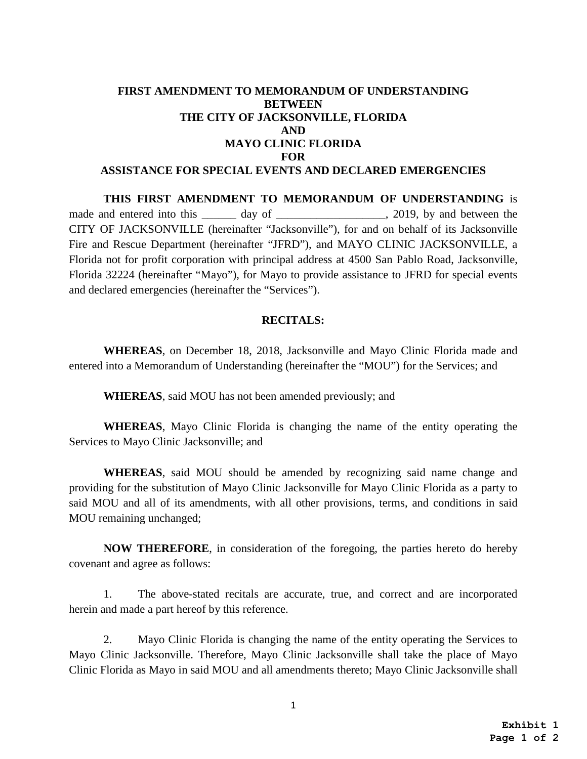**FIRST AMENDMENT TO MEMORANDUM OF UNDERSTANDING**
**BETWEEN**
**THE CITY OF JACKSONVILLE, FLORIDA**
**AND**
**MAYO CLINIC FLORIDA**
**FOR**
**ASSISTANCE FOR SPECIAL EVENTS AND DECLARED EMERGENCIES**

**THIS FIRST AMENDMENT TO MEMORANDUM OF UNDERSTANDING** is made and entered into this ______ day of ___________________, 2019, by and between the CITY OF JACKSONVILLE (hereinafter "Jacksonville"), for and on behalf of its Jacksonville Fire and Rescue Department (hereinafter "JFRD"), and MAYO CLINIC JACKSONVILLE, a Florida not for profit corporation with principal address at 4500 San Pablo Road, Jacksonville, Florida 32224 (hereinafter "Mayo"), for Mayo to provide assistance to JFRD for special events and declared emergencies (hereinafter the "Services").

**RECITALS:**

**WHEREAS**, on December 18, 2018, Jacksonville and Mayo Clinic Florida made and entered into a Memorandum of Understanding (hereinafter the "MOU") for the Services; and

**WHEREAS**, said MOU has not been amended previously; and

**WHEREAS**, Mayo Clinic Florida is changing the name of the entity operating the Services to Mayo Clinic Jacksonville; and

**WHEREAS**, said MOU should be amended by recognizing said name change and providing for the substitution of Mayo Clinic Jacksonville for Mayo Clinic Florida as a party to said MOU and all of its amendments, with all other provisions, terms, and conditions in said MOU remaining unchanged;

**NOW THEREFORE**, in consideration of the foregoing, the parties hereto do hereby covenant and agree as follows:

1. The above-stated recitals are accurate, true, and correct and are incorporated herein and made a part hereof by this reference.

2. Mayo Clinic Florida is changing the name of the entity operating the Services to Mayo Clinic Jacksonville. Therefore, Mayo Clinic Jacksonville shall take the place of Mayo Clinic Florida as Mayo in said MOU and all amendments thereto; Mayo Clinic Jacksonville shall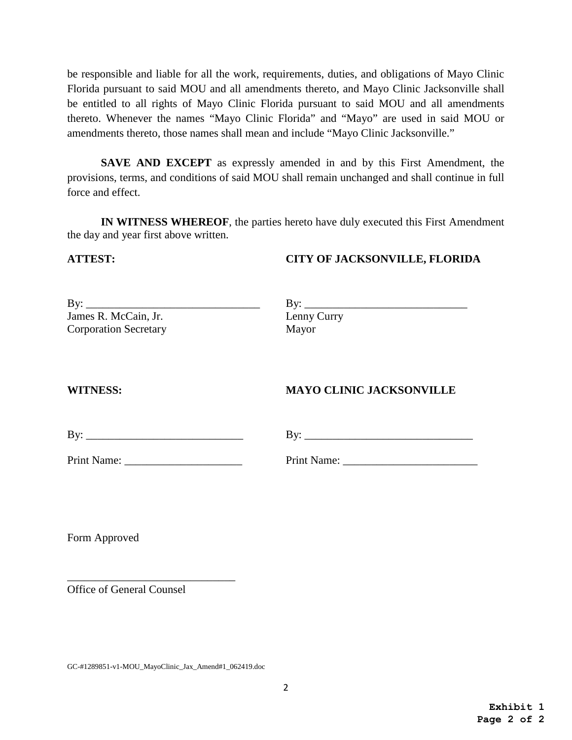be responsible and liable for all the work, requirements, duties, and obligations of Mayo Clinic Florida pursuant to said MOU and all amendments thereto, and Mayo Clinic Jacksonville shall be entitled to all rights of Mayo Clinic Florida pursuant to said MOU and all amendments thereto. Whenever the names "Mayo Clinic Florida" and "Mayo" are used in said MOU or amendments thereto, those names shall mean and include "Mayo Clinic Jacksonville."

**SAVE AND EXCEPT** as expressly amended in and by this First Amendment, the provisions, terms, and conditions of said MOU shall remain unchanged and shall continue in full force and effect.

**IN WITNESS WHEREOF**, the parties hereto have duly executed this First Amendment the day and year first above written.

| | |
|---|---|
| **ATTEST:** | **CITY OF JACKSONVILLE, FLORIDA** |
| By: _______________________________ | By: _____________________________ |
| James R. McCain, Jr. | Lenny Curry |
| Corporation Secretary | Mayor |
| **WITNESS:** | **MAYO CLINIC JACKSONVILLE** |
| By: ____________________________ | By: ______________________________ |
| Print Name: _____________________ | Print Name: ________________________ |

Form Approved

_____________________________
Office of General Counsel

GC-#1289851-v1-MOU_MayoClinic_Jax_Amend#1_062419.doc

**Exhibit 1**
**Page 2 of 2**